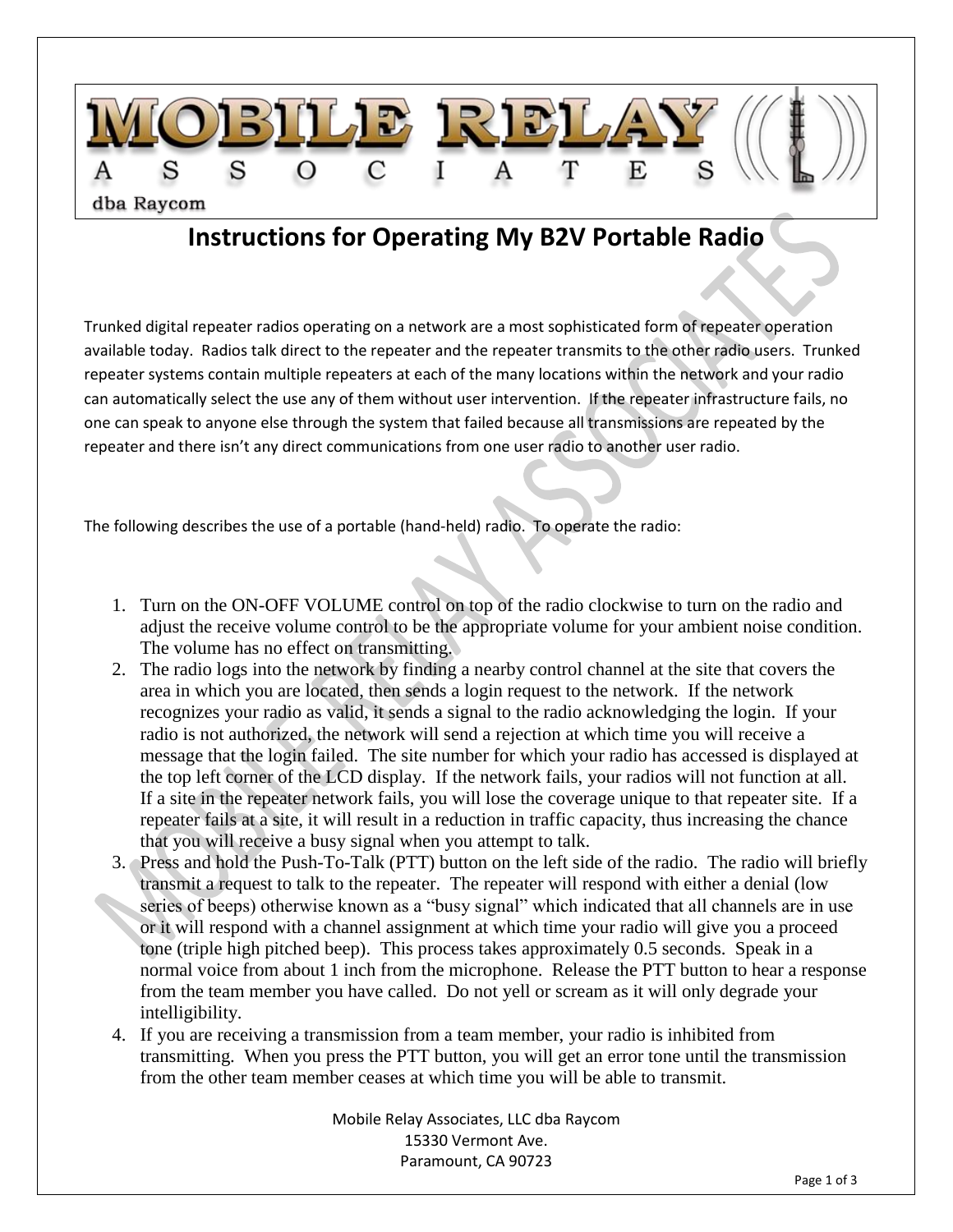MOBILE RELAY ASSOCIATES

dba Raycom

# Instructions for Operating My B2V Portable Radio

Trunked digital repeater radios operating on a network are a most sophisticated form of repeater operation available today. Radios talk direct to the repeater and the repeater transmits to the other radio users. Trunked repeater systems contain multiple repeaters at each of the many locations within the network and your radio can automatically select the use any of them without user intervention. If the repeater infrastructure fails, no one can speak to anyone else through the system that failed because all transmissions are repeated by the repeater and there isn't any direct communications from one user radio to another user radio.

The following describes the use of a portable (hand-held) radio. To operate the radio:

1. Turn on the ON-OFF VOLUME control on top of the radio clockwise to turn on the radio and adjust the receive volume control to be the appropriate volume for your ambient noise condition. The volume has no effect on transmitting.
2. The radio logs into the network by finding a nearby control channel at the site that covers the area in which you are located, then sends a login request to the network. If the network recognizes your radio as valid, it sends a signal to the radio acknowledging the login. If your radio is not authorized, the network will send a rejection at which time you will receive a message that the login failed. The site number for which your radio has accessed is displayed at the top left corner of the LCD display. If the network fails, your radios will not function at all. If a site in the repeater network fails, you will lose the coverage unique to that repeater site. If a repeater fails at a site, it will result in a reduction in traffic capacity, thus increasing the chance that you will receive a busy signal when you attempt to talk.
3. Press and hold the Push-To-Talk (PTT) button on the left side of the radio. The radio will briefly transmit a request to talk to the repeater. The repeater will respond with either a denial (low series of beeps) otherwise known as a "busy signal" which indicated that all channels are in use or it will respond with a channel assignment at which time your radio will give you a proceed tone (triple high pitched beep). This process takes approximately 0.5 seconds. Speak in a normal voice from about 1 inch from the microphone. Release the PTT button to hear a response from the team member you have called. Do not yell or scream as it will only degrade your intelligibility.
4. If you are receiving a transmission from a team member, your radio is inhibited from transmitting. When you press the PTT button, you will get an error tone until the transmission from the other team member ceases at which time you will be able to transmit.

Mobile Relay Associates, LLC dba Raycom
15330 Vermont Ave.
Paramount, CA 90723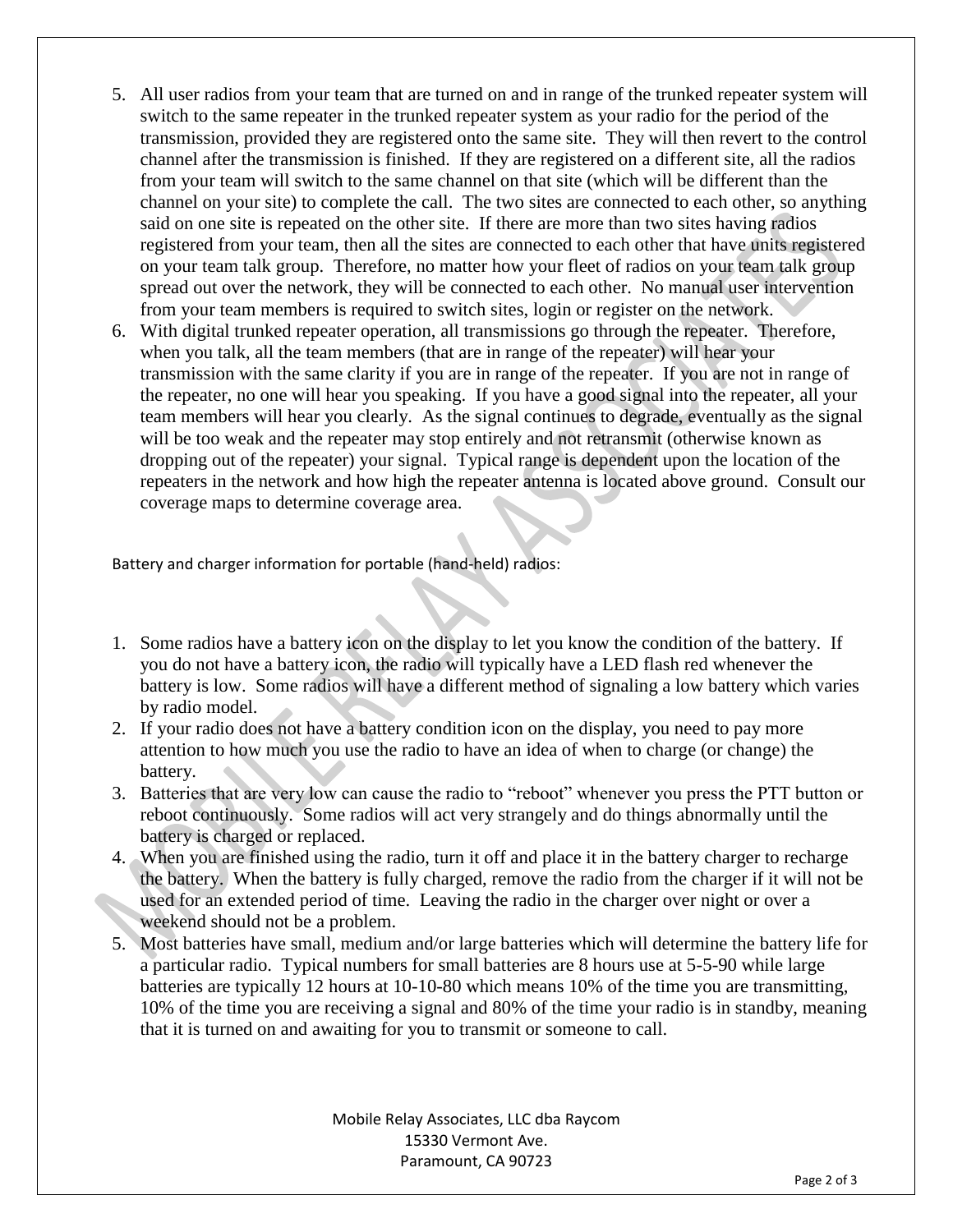5. All user radios from your team that are turned on and in range of the trunked repeater system will switch to the same repeater in the trunked repeater system as your radio for the period of the transmission, provided they are registered onto the same site. They will then revert to the control channel after the transmission is finished. If they are registered on a different site, all the radios from your team will switch to the same channel on that site (which will be different than the channel on your site) to complete the call. The two sites are connected to each other, so anything said on one site is repeated on the other site. If there are more than two sites having radios registered from your team, then all the sites are connected to each other that have units registered on your team talk group. Therefore, no matter how your fleet of radios on your team talk group spread out over the network, they will be connected to each other. No manual user intervention from your team members is required to switch sites, login or register on the network.
6. With digital trunked repeater operation, all transmissions go through the repeater. Therefore, when you talk, all the team members (that are in range of the repeater) will hear your transmission with the same clarity if you are in range of the repeater. If you are not in range of the repeater, no one will hear you speaking. If you have a good signal into the repeater, all your team members will hear you clearly. As the signal continues to degrade, eventually as the signal will be too weak and the repeater may stop entirely and not retransmit (otherwise known as dropping out of the repeater) your signal. Typical range is dependent upon the location of the repeaters in the network and how high the repeater antenna is located above ground. Consult our coverage maps to determine coverage area.

Battery and charger information for portable (hand-held) radios:

1. Some radios have a battery icon on the display to let you know the condition of the battery. If you do not have a battery icon, the radio will typically have a LED flash red whenever the battery is low. Some radios will have a different method of signaling a low battery which varies by radio model.
2. If your radio does not have a battery condition icon on the display, you need to pay more attention to how much you use the radio to have an idea of when to charge (or change) the battery.
3. Batteries that are very low can cause the radio to "reboot" whenever you press the PTT button or reboot continuously. Some radios will act very strangely and do things abnormally until the battery is charged or replaced.
4. When you are finished using the radio, turn it off and place it in the battery charger to recharge the battery. When the battery is fully charged, remove the radio from the charger if it will not be used for an extended period of time. Leaving the radio in the charger over night or over a weekend should not be a problem.
5. Most batteries have small, medium and/or large batteries which will determine the battery life for a particular radio. Typical numbers for small batteries are 8 hours use at 5-5-90 while large batteries are typically 12 hours at 10-10-80 which means 10% of the time you are transmitting, 10% of the time you are receiving a signal and 80% of the time your radio is in standby, meaning that it is turned on and awaiting for you to transmit or someone to call.

Mobile Relay Associates, LLC dba Raycom
15330 Vermont Ave.
Paramount, CA 90723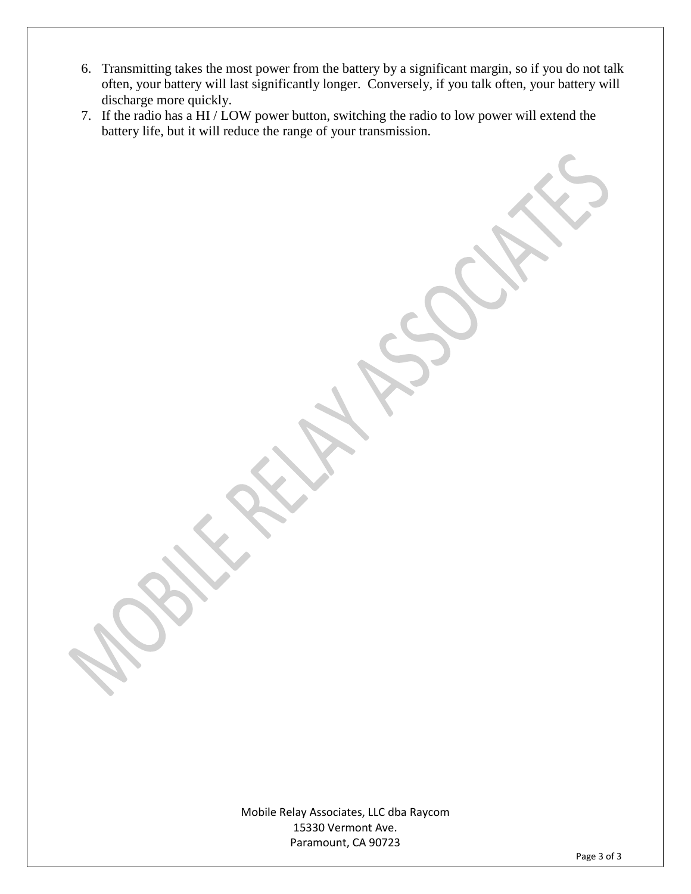6. Transmitting takes the most power from the battery by a significant margin, so if you do not talk often, your battery will last significantly longer. Conversely, if you talk often, your battery will discharge more quickly.
7. If the radio has a HI / LOW power button, switching the radio to low power will extend the battery life, but it will reduce the range of your transmission.

Mobile Relay Associates, LLC dba Raycom
15330 Vermont Ave.
Paramount, CA 90723